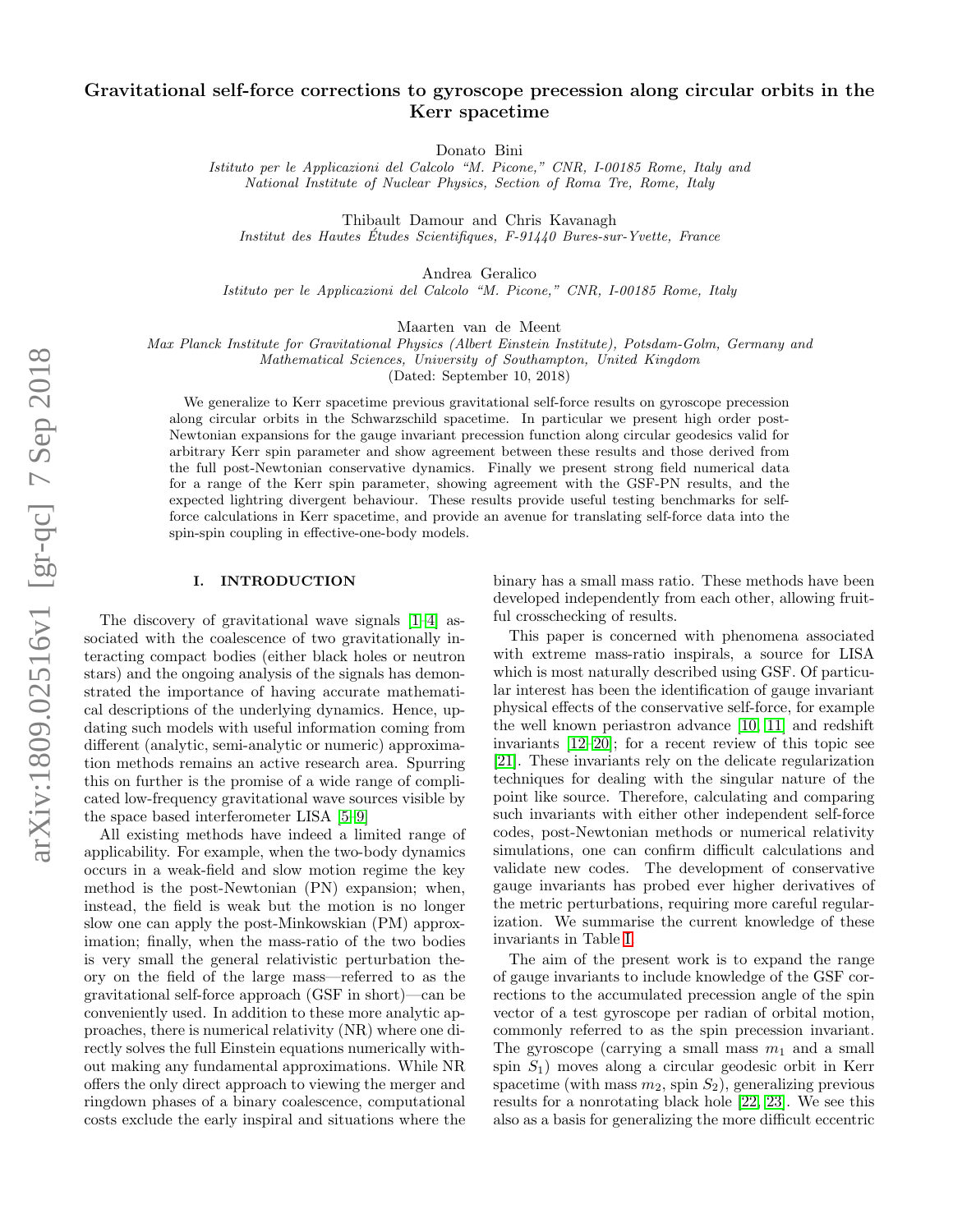# Gravitational self-force corrections to gyroscope precession along circular orbits in the Kerr spacetime

Donato Bini

*Istituto per le Applicazioni del Calcolo "M. Picone," CNR, I-00185 Rome, Italy and National Institute of Nuclear Physics, Section of Roma Tre, Rome, Italy*

Thibault Damour and Chris Kavanagh

*Institut des Hautes Études Scientifiques, F-91440 Bures-sur-Yvette, France*

Andrea Geralico

*Istituto per le Applicazioni del Calcolo "M. Picone," CNR, I-00185 Rome, Italy*

Maarten van de Meent

*Max Planck Institute for Gravitational Physics (Albert Einstein Institute), Potsdam-Golm, Germany and Mathematical Sciences, University of Southampton, United Kingdom*

(Dated: September 10, 2018)

We generalize to Kerr spacetime previous gravitational self-force results on gyroscope precession along circular orbits in the Schwarzschild spacetime. In particular we present high order post-Newtonian expansions for the gauge invariant precession function along circular geodesics valid for arbitrary Kerr spin parameter and show agreement between these results and those derived from the full post-Newtonian conservative dynamics. Finally we present strong field numerical data for a range of the Kerr spin parameter, showing agreement with the GSF-PN results, and the expected lightring divergent behaviour. These results provide useful testing benchmarks for self-force calculations in Kerr spacetime, and provide an avenue for translating self-force data into the spin-spin coupling in effective-one-body models.

## I. INTRODUCTION

The discovery of gravitational wave signals [1–4] associated with the coalescence of two gravitationally interacting compact bodies (either black holes or neutron stars) and the ongoing analysis of the signals has demonstrated the importance of having accurate mathematical descriptions of the underlying dynamics. Hence, updating such models with useful information coming from different (analytic, semi-analytic or numeric) approximation methods remains an active research area. Spurring this on further is the promise of a wide range of complicated low-frequency gravitational wave sources visible by the space based interferometer LISA [5–9]

All existing methods have indeed a limited range of applicability. For example, when the two-body dynamics occurs in a weak-field and slow motion regime the key method is the post-Newtonian (PN) expansion; when, instead, the field is weak but the motion is no longer slow one can apply the post-Minkowskian (PM) approximation; finally, when the mass-ratio of the two bodies is very small the general relativistic perturbation theory on the field of the large mass—referred to as the gravitational self-force approach (GSF in short)—can be conveniently used. In addition to these more analytic approaches, there is numerical relativity (NR) where one directly solves the full Einstein equations numerically without making any fundamental approximations. While NR offers the only direct approach to viewing the merger and ringdown phases of a binary coalescence, computational costs exclude the early inspiral and situations where the binary has a small mass ratio. These methods have been developed independently from each other, allowing fruitful crosschecking of results.

This paper is concerned with phenomena associated with extreme mass-ratio inspirals, a source for LISA which is most naturally described using GSF. Of particular interest has been the identification of gauge invariant physical effects of the conservative self-force, for example the well known periastron advance [10, 11] and redshift invariants [12–20]; for a recent review of this topic see [21]. These invariants rely on the delicate regularization techniques for dealing with the singular nature of the point like source. Therefore, calculating and comparing such invariants with either other independent self-force codes, post-Newtonian methods or numerical relativity simulations, one can confirm difficult calculations and validate new codes. The development of conservative gauge invariants has probed ever higher derivatives of the metric perturbations, requiring more careful regularization. We summarise the current knowledge of these invariants in Table I.

The aim of the present work is to expand the range of gauge invariants to include knowledge of the GSF corrections to the accumulated precession angle of the spin vector of a test gyroscope per radian of orbital motion, commonly referred to as the spin precession invariant. The gyroscope (carrying a small mass $m_1$ and a small spin $S_1$) moves along a circular geodesic orbit in Kerr spacetime (with mass $m_2$, spin $S_2$), generalizing previous results for a nonrotating black hole [22, 23]. We see this also as a basis for generalizing the more difficult eccentric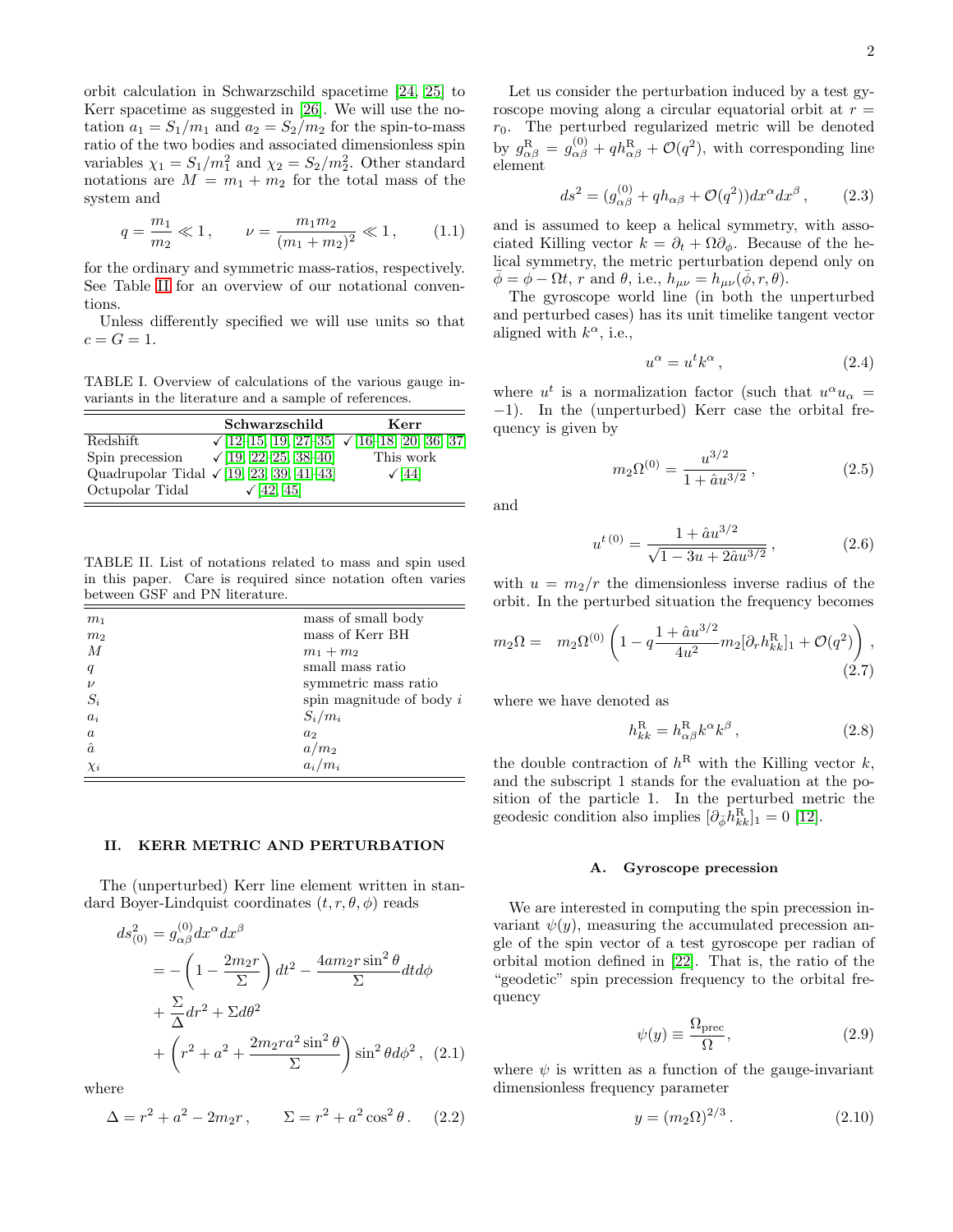orbit calculation in Schwarzschild spacetime [24, 25] to Kerr spacetime as suggested in [26]. We will use the notation $a_1 = S_1/m_1$ and $a_2 = S_2/m_2$ for the spin-to-mass ratio of the two bodies and associated dimensionless spin variables $\chi_1 = S_1/m_1^2$ and $\chi_2 = S_2/m_2^2$. Other standard notations are $M = m_1 + m_2$ for the total mass of the system and

$$q = \frac{m_1}{m_2} \ll 1\,, \qquad \nu = \frac{m_1 m_2}{(m_1+m_2)^2} \ll 1\,, \qquad (1.1)$$

for the ordinary and symmetric mass-ratios, respectively. See Table II for an overview of our notational conventions.

Unless differently specified we will use units so that $c = G = 1$.

TABLE I. Overview of calculations of the various gauge invariants in the literature and a sample of references.

| | **Schwarzschild** | **Kerr** |
|---|---|---|
| Redshift | ✓[12–15, 19, 27–35] | ✓[16–18, 20, 36, 37] |
| Spin precession | ✓[19, 22–25, 38–40] | This work |
| Quadrupolar Tidal | ✓[19, 23, 39, 41–43] | ✓[44] |
| Octupolar Tidal | ✓[42, 45] | |

TABLE II. List of notations related to mass and spin used in this paper. Care is required since notation often varies between GSF and PN literature.

| | |
|---|---|
| $m_1$ | mass of small body |
| $m_2$ | mass of Kerr BH |
| $M$ | $m_1 + m_2$ |
| $q$ | small mass ratio |
| $\nu$ | symmetric mass ratio |
| $S_i$ | spin magnitude of body $i$ |
| $a_i$ | $S_i/m_i$ |
| $a$ | $a_2$ |
| $\hat{a}$ | $a/m_2$ |
| $\chi_i$ | $a_i/m_i$ |

## II. KERR METRIC AND PERTURBATION

The (unperturbed) Kerr line element written in standard Boyer-Lindquist coordinates $(t, r, \theta, \phi)$ reads

$$\begin{aligned} ds^2_{(0)} &= g^{(0)}_{\alpha\beta} dx^\alpha dx^\beta \\ &= -\left(1 - \frac{2m_2 r}{\Sigma}\right) dt^2 - \frac{4 a m_2 r \sin^2\theta}{\Sigma} dt d\phi \\ &+ \frac{\Sigma}{\Delta} dr^2 + \Sigma d\theta^2 \\ &+ \left(r^2 + a^2 + \frac{2m_2 r a^2 \sin^2\theta}{\Sigma}\right) \sin^2\theta d\phi^2\,, \end{aligned} \qquad (2.1)$$

where

$$\Delta = r^2 + a^2 - 2m_2 r\,, \qquad \Sigma = r^2 + a^2\cos^2\theta\,. \qquad (2.2)$$

Let us consider the perturbation induced by a test gyroscope moving along a circular equatorial orbit at $r = r_0$. The perturbed regularized metric will be denoted by $g^{\rm R}_{\alpha\beta} = g^{(0)}_{\alpha\beta} + q h^{\rm R}_{\alpha\beta} + \mathcal{O}(q^2)$, with corresponding line element

$$ds^2 = (g^{(0)}_{\alpha\beta} + q h_{\alpha\beta} + \mathcal{O}(q^2)) dx^\alpha dx^\beta\,, \qquad (2.3)$$

and is assumed to keep a helical symmetry, with associated Killing vector $k = \partial_t + \Omega\partial_\phi$. Because of the helical symmetry, the metric perturbation depend only on $\bar\phi = \phi - \Omega t$, $r$ and $\theta$, i.e., $h_{\mu\nu} = h_{\mu\nu}(\bar\phi, r, \theta)$.

The gyroscope world line (in both the unperturbed and perturbed cases) has its unit timelike tangent vector aligned with $k^\alpha$, i.e.,

$$u^\alpha = u^t k^\alpha\,, \qquad (2.4)$$

where $u^t$ is a normalization factor (such that $u^\alpha u_\alpha = -1$). In the (unperturbed) Kerr case the orbital frequency is given by

$$m_2\Omega^{(0)} = \frac{u^{3/2}}{1 + \hat{a} u^{3/2}}\,, \qquad (2.5)$$

and

$$u^{t\,(0)} = \frac{1 + \hat{a} u^{3/2}}{\sqrt{1 - 3u + 2\hat{a} u^{3/2}}}\,, \qquad (2.6)$$

with $u = m_2/r$ the dimensionless inverse radius of the orbit. In the perturbed situation the frequency becomes

$$m_2\Omega = \quad m_2\Omega^{(0)}\left(1 - q\frac{1 + \hat{a}u^{3/2}}{4u^2} m_2 [\partial_r h^{\rm R}_{kk}]_1 + \mathcal{O}(q^2)\right)\,, \qquad (2.7)$$

where we have denoted as

$$h^{\rm R}_{kk} = h^{\rm R}_{\alpha\beta} k^\alpha k^\beta\,, \qquad (2.8)$$

the double contraction of $h^{\rm R}$ with the Killing vector $k$, and the subscript 1 stands for the evaluation at the position of the particle 1. In the perturbed metric the geodesic condition also implies $[\partial_{\bar\phi} h^{\rm R}_{kk}]_1 = 0$ [12].

### A. Gyroscope precession

We are interested in computing the spin precession invariant $\psi(y)$, measuring the accumulated precession angle of the spin vector of a test gyroscope per radian of orbital motion defined in [22]. That is, the ratio of the "geodetic" spin precession frequency to the orbital frequency

$$\psi(y) \equiv \frac{\Omega_{\rm prec}}{\Omega}\,, \qquad (2.9)$$

where $\psi$ is written as a function of the gauge-invariant dimensionless frequency parameter

$$y = (m_2\Omega)^{2/3}\,. \qquad (2.10)$$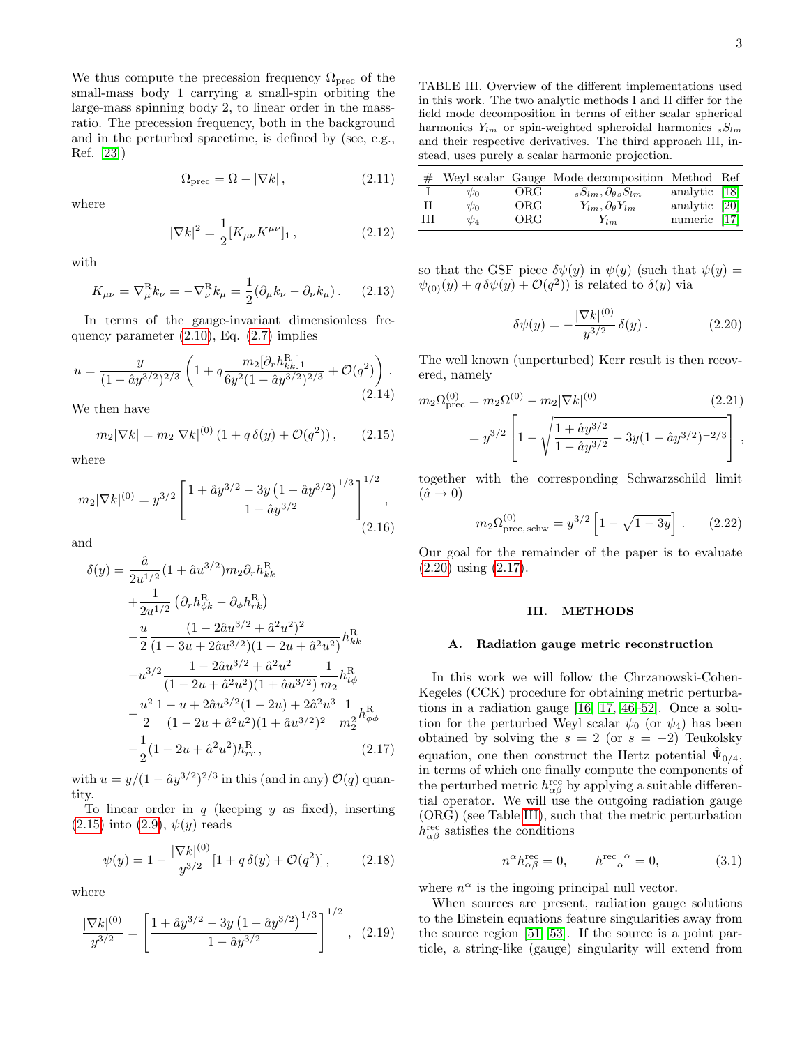We thus compute the precession frequency $\Omega_{\rm prec}$ of the small-mass body 1 carrying a small-spin orbiting the large-mass spinning body 2, to linear order in the mass-ratio. The precession frequency, both in the background and in the perturbed spacetime, is defined by (see, e.g., Ref. [23])

$$\Omega_{\rm prec} = \Omega - |\nabla k| \,, \tag{2.11}$$

where

$$|\nabla k|^2 = \frac{1}{2}[K_{\mu\nu}K^{\mu\nu}]_1 \,, \tag{2.12}$$

with

$$K_{\mu\nu} = \nabla^{\rm R}_\mu k_\nu = -\nabla^{\rm R}_\nu k_\mu = \frac{1}{2}(\partial_\mu k_\nu - \partial_\nu k_\mu) \,. \tag{2.13}$$

In terms of the gauge-invariant dimensionless frequency parameter (2.10), Eq. (2.7) implies

$$u = \frac{y}{(1-\hat{a}y^{3/2})^{2/3}}\left(1 + q\frac{m_2[\partial_r h^{\rm R}_{kk}]_1}{6y^2(1-\hat{a}y^{3/2})^{2/3}} + \mathcal{O}(q^2)\right) . \tag{2.14}$$

We then have

$$m_2|\nabla k| = m_2|\nabla k|^{(0)}\left(1 + q\,\delta(y) + \mathcal{O}(q^2)\right) , \tag{2.15}$$

where

$$m_2|\nabla k|^{(0)} = y^{3/2}\left[\frac{1+\hat{a}y^{3/2} - 3y\left(1-\hat{a}y^{3/2}\right)^{1/3}}{1-\hat{a}y^{3/2}}\right]^{1/2} , \tag{2.16}$$

and

$$\begin{aligned}
\delta(y) &= \frac{\hat{a}}{2u^{1/2}}(1+\hat{a}u^{3/2})m_2\partial_r h^{\rm R}_{kk} \\
&+ \frac{1}{2u^{1/2}}\left(\partial_r h^{\rm R}_{\phi k} - \partial_\phi h^{\rm R}_{rk}\right) \\
&- \frac{u}{2}\frac{(1-2\hat{a}u^{3/2}+\hat{a}^2u^2)^2}{(1-3u+2\hat{a}u^{3/2})(1-2u+\hat{a}^2u^2)}h^{\rm R}_{kk} \\
&- u^{3/2}\frac{1-2\hat{a}u^{3/2}+\hat{a}^2u^2}{(1-2u+\hat{a}^2u^2)(1+\hat{a}u^{3/2})}\frac{1}{m_2}h^{\rm R}_{t\phi} \\
&- \frac{u^2}{2}\frac{1-u+2\hat{a}u^{3/2}(1-2u)+2\hat{a}^2u^3}{(1-2u+\hat{a}^2u^2)(1+\hat{a}u^{3/2})^2}\frac{1}{m_2^2}h^{\rm R}_{\phi\phi} \\
&- \frac{1}{2}(1-2u+\hat{a}^2u^2)h^{\rm R}_{rr} \,,
\end{aligned} \tag{2.17}$$

with $u = y/(1-\hat{a}y^{3/2})^{2/3}$ in this (and in any) $\mathcal{O}(q)$ quantity.

To linear order in $q$ (keeping $y$ as fixed), inserting (2.15) into (2.9), $\psi(y)$ reads

$$\psi(y) = 1 - \frac{|\nabla k|^{(0)}}{y^{3/2}}[1 + q\,\delta(y) + \mathcal{O}(q^2)] \,, \tag{2.18}$$

where

$$\frac{|\nabla k|^{(0)}}{y^{3/2}} = \left[\frac{1+\hat{a}y^{3/2} - 3y\left(1-\hat{a}y^{3/2}\right)^{1/3}}{1-\hat{a}y^{3/2}}\right]^{1/2} , \tag{2.19}$$

TABLE III. Overview of the different implementations used in this work. The two analytic methods I and II differ for the field mode decomposition in terms of either scalar spherical harmonics $Y_{lm}$ or spin-weighted spheroidal harmonics ${}_sS_{lm}$ and their respective derivatives. The third approach III, instead, uses purely a scalar harmonic projection.

| # | Weyl scalar | Gauge | Mode decomposition | Method | Ref |
|---|---|---|---|---|---|
| I | $\psi_0$ | ORG | ${}_sS_{lm}, \partial_\theta {}_sS_{lm}$ | analytic | [18] |
| II | $\psi_0$ | ORG | $Y_{lm}, \partial_\theta Y_{lm}$ | analytic | [20] |
| III | $\psi_4$ | ORG | $Y_{lm}$ | numeric | [17] |

so that the GSF piece $\delta\psi(y)$ in $\psi(y)$ (such that $\psi(y) = \psi_{(0)}(y) + q\,\delta\psi(y) + \mathcal{O}(q^2)$) is related to $\delta(y)$ via

$$\delta\psi(y) = -\frac{|\nabla k|^{(0)}}{y^{3/2}}\,\delta(y) \,. \tag{2.20}$$

The well known (unperturbed) Kerr result is then recovered, namely

$$\begin{aligned}
m_2\Omega^{(0)}_{\rm prec} &= m_2\Omega^{(0)} - m_2|\nabla k|^{(0)} \\
&= y^{3/2}\left[1 - \sqrt{\frac{1+\hat{a}y^{3/2}}{1-\hat{a}y^{3/2}} - 3y(1-\hat{a}y^{3/2})^{-2/3}}\right] ,
\end{aligned} \tag{2.21}$$

together with the corresponding Schwarzschild limit ($\hat{a} \to 0$)

$$m_2\Omega^{(0)}_{\rm prec,\,schw} = y^{3/2}\left[1 - \sqrt{1-3y}\right] . \tag{2.22}$$

Our goal for the remainder of the paper is to evaluate (2.20) using (2.17).

## III. METHODS

### A. Radiation gauge metric reconstruction

In this work we will follow the Chrzanowski-Cohen-Kegeles (CCK) procedure for obtaining metric perturbations in a radiation gauge [16, 17, 46–52]. Once a solution for the perturbed Weyl scalar $\psi_0$ (or $\psi_4$) has been obtained by solving the $s = 2$ (or $s = -2$) Teukolsky equation, one then construct the Hertz potential $\hat{\Psi}_{0/4}$, in terms of which one finally compute the components of the perturbed metric $h^{\rm rec}_{\alpha\beta}$ by applying a suitable differential operator. We will use the outgoing radiation gauge (ORG) (see Table III), such that the metric perturbation $h^{\rm rec}_{\alpha\beta}$ satisfies the conditions

$$n^\alpha h^{\rm rec}_{\alpha\beta} = 0, \qquad {h^{\rm rec}}_\alpha{}^\alpha = 0, \tag{3.1}$$

where $n^\alpha$ is the ingoing principal null vector.

When sources are present, radiation gauge solutions to the Einstein equations feature singularities away from the source region [51, 53]. If the source is a point particle, a string-like (gauge) singularity will extend from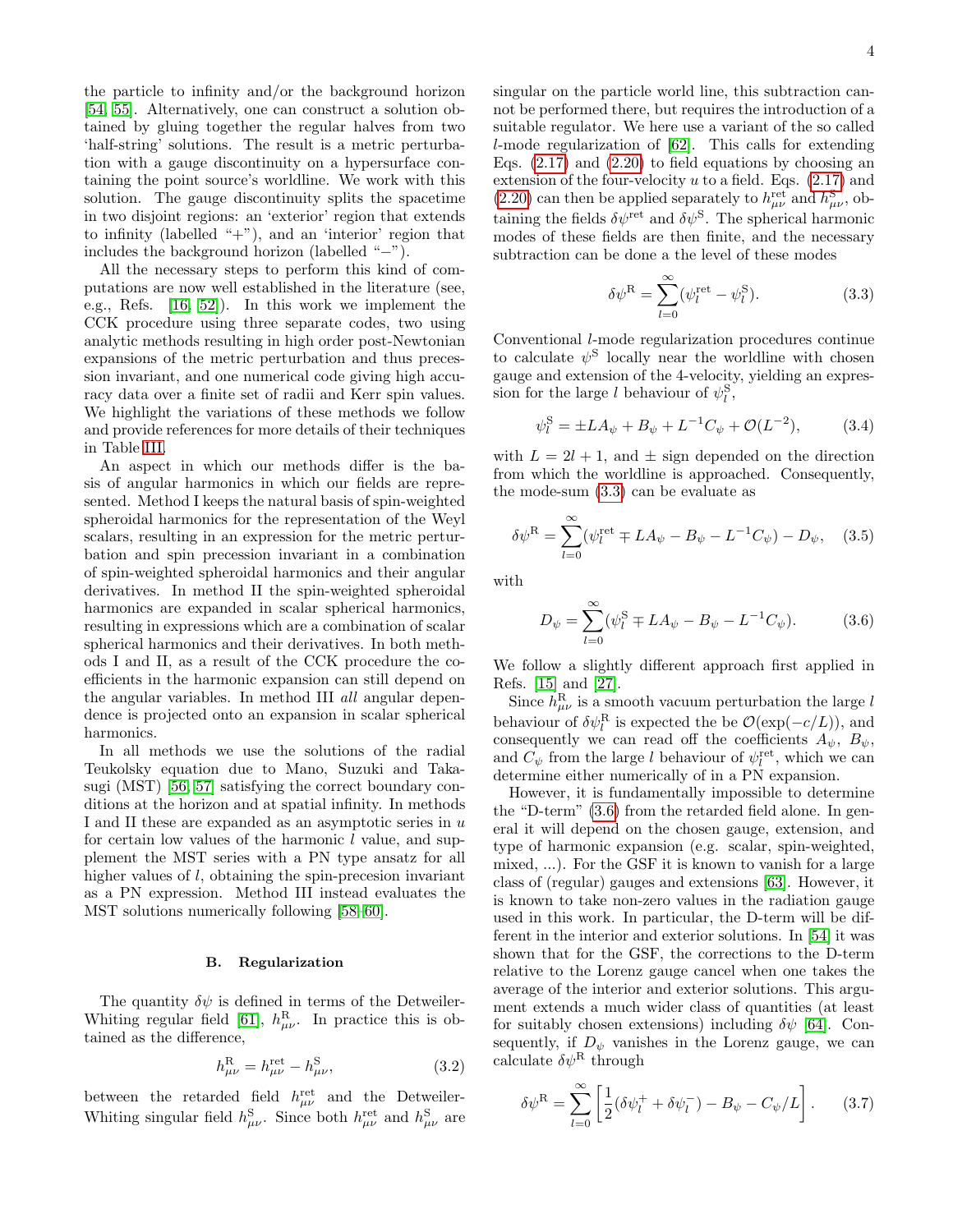the particle to infinity and/or the background horizon [54, 55]. Alternatively, one can construct a solution obtained by gluing together the regular halves from two 'half-string' solutions. The result is a metric perturbation with a gauge discontinuity on a hypersurface containing the point source's worldline. We work with this solution. The gauge discontinuity splits the spacetime in two disjoint regions: an 'exterior' region that extends to infinity (labelled "+"), and an 'interior' region that includes the background horizon (labelled "−").

All the necessary steps to perform this kind of computations are now well established in the literature (see, e.g., Refs. [16, 52]). In this work we implement the CCK procedure using three separate codes, two using analytic methods resulting in high order post-Newtonian expansions of the metric perturbation and thus precession invariant, and one numerical code giving high accuracy data over a finite set of radii and Kerr spin values. We highlight the variations of these methods we follow and provide references for more details of their techniques in Table III.

An aspect in which our methods differ is the basis of angular harmonics in which our fields are represented. Method I keeps the natural basis of spin-weighted spheroidal harmonics for the representation of the Weyl scalars, resulting in an expression for the metric perturbation and spin precession invariant in a combination of spin-weighted spheroidal harmonics and their angular derivatives. In method II the spin-weighted spheroidal harmonics are expanded in scalar spherical harmonics, resulting in expressions which are a combination of scalar spherical harmonics and their derivatives. In both methods I and II, as a result of the CCK procedure the coefficients in the harmonic expansion can still depend on the angular variables. In method III *all* angular dependence is projected onto an expansion in scalar spherical harmonics.

In all methods we use the solutions of the radial Teukolsky equation due to Mano, Suzuki and Takasugi (MST) [56, 57] satisfying the correct boundary conditions at the horizon and at spatial infinity. In methods I and II these are expanded as an asymptotic series in $u$ for certain low values of the harmonic $l$ value, and supplement the MST series with a PN type ansatz for all higher values of $l$, obtaining the spin-precesion invariant as a PN expression. Method III instead evaluates the MST solutions numerically following [58–60].

### B. Regularization

The quantity $\delta\psi$ is defined in terms of the Detweiler-Whiting regular field [61], $h^{\mathrm{R}}_{\mu\nu}$. In practice this is obtained as the difference,

$$h^{\mathrm{R}}_{\mu\nu} = h^{\mathrm{ret}}_{\mu\nu} - h^{\mathrm{S}}_{\mu\nu}, \tag{3.2}$$

between the retarded field $h^{\mathrm{ret}}_{\mu\nu}$ and the Detweiler-Whiting singular field $h^{\mathrm{S}}_{\mu\nu}$. Since both $h^{\mathrm{ret}}_{\mu\nu}$ and $h^{\mathrm{S}}_{\mu\nu}$ are singular on the particle world line, this subtraction cannot be performed there, but requires the introduction of a suitable regulator. We here use a variant of the so called $l$-mode regularization of [62]. This calls for extending Eqs. (2.17) and (2.20) to field equations by choosing an extension of the four-velocity $u$ to a field. Eqs. (2.17) and (2.20) can then be applied separately to $h^{\mathrm{ret}}_{\mu\nu}$ and $h^{\mathrm{S}}_{\mu\nu}$, obtaining the fields $\delta\psi^{\mathrm{ret}}$ and $\delta\psi^{\mathrm{S}}$. The spherical harmonic modes of these fields are then finite, and the necessary subtraction can be done a the level of these modes

$$\delta\psi^{\mathrm{R}} = \sum_{l=0}^{\infty}(\psi^{\mathrm{ret}}_l - \psi^{\mathrm{S}}_l). \tag{3.3}$$

Conventional $l$-mode regularization procedures continue to calculate $\psi^{\mathrm{S}}$ locally near the worldline with chosen gauge and extension of the 4-velocity, yielding an expression for the large $l$ behaviour of $\psi^{\mathrm{S}}_l$,

$$\psi^{\mathrm{S}}_l = \pm L A_\psi + B_\psi + L^{-1}C_\psi + \mathcal{O}(L^{-2}), \tag{3.4}$$

with $L = 2l+1$, and $\pm$ sign depended on the direction from which the worldline is approached. Consequently, the mode-sum (3.3) can be evaluate as

$$\delta\psi^{\mathrm{R}} = \sum_{l=0}^{\infty}(\psi^{\mathrm{ret}}_l \mp L A_\psi - B_\psi - L^{-1}C_\psi) - D_\psi, \tag{3.5}$$

with

$$D_\psi = \sum_{l=0}^{\infty}(\psi^{\mathrm{S}}_l \mp L A_\psi - B_\psi - L^{-1}C_\psi). \tag{3.6}$$

We follow a slightly different approach first applied in Refs. [15] and [27].

Since $h^{\mathrm{R}}_{\mu\nu}$ is a smooth vacuum perturbation the large $l$ behaviour of $\delta\psi^{\mathrm{R}}_l$ is expected the be $\mathcal{O}(\exp(-c/L))$, and consequently we can read off the coefficients $A_\psi$, $B_\psi$, and $C_\psi$ from the large $l$ behaviour of $\psi^{\mathrm{ret}}_l$, which we can determine either numerically of in a PN expansion.

However, it is fundamentally impossible to determine the "D-term" (3.6) from the retarded field alone. In general it will depend on the chosen gauge, extension, and type of harmonic expansion (e.g. scalar, spin-weighted, mixed, ...). For the GSF it is known to vanish for a large class of (regular) gauges and extensions [63]. However, it is known to take non-zero values in the radiation gauge used in this work. In particular, the D-term will be different in the interior and exterior solutions. In [54] it was shown that for the GSF, the corrections to the D-term relative to the Lorenz gauge cancel when one takes the average of the interior and exterior solutions. This argument extends a much wider class of quantities (at least for suitably chosen extensions) including $\delta\psi$ [64]. Consequently, if $D_\psi$ vanishes in the Lorenz gauge, we can calculate $\delta\psi^{\mathrm{R}}$ through

$$\delta\psi^{\mathrm{R}} = \sum_{l=0}^{\infty}\left[\frac{1}{2}(\delta\psi^{+}_l + \delta\psi^{-}_l) - B_\psi - C_\psi/L\right]. \tag{3.7}$$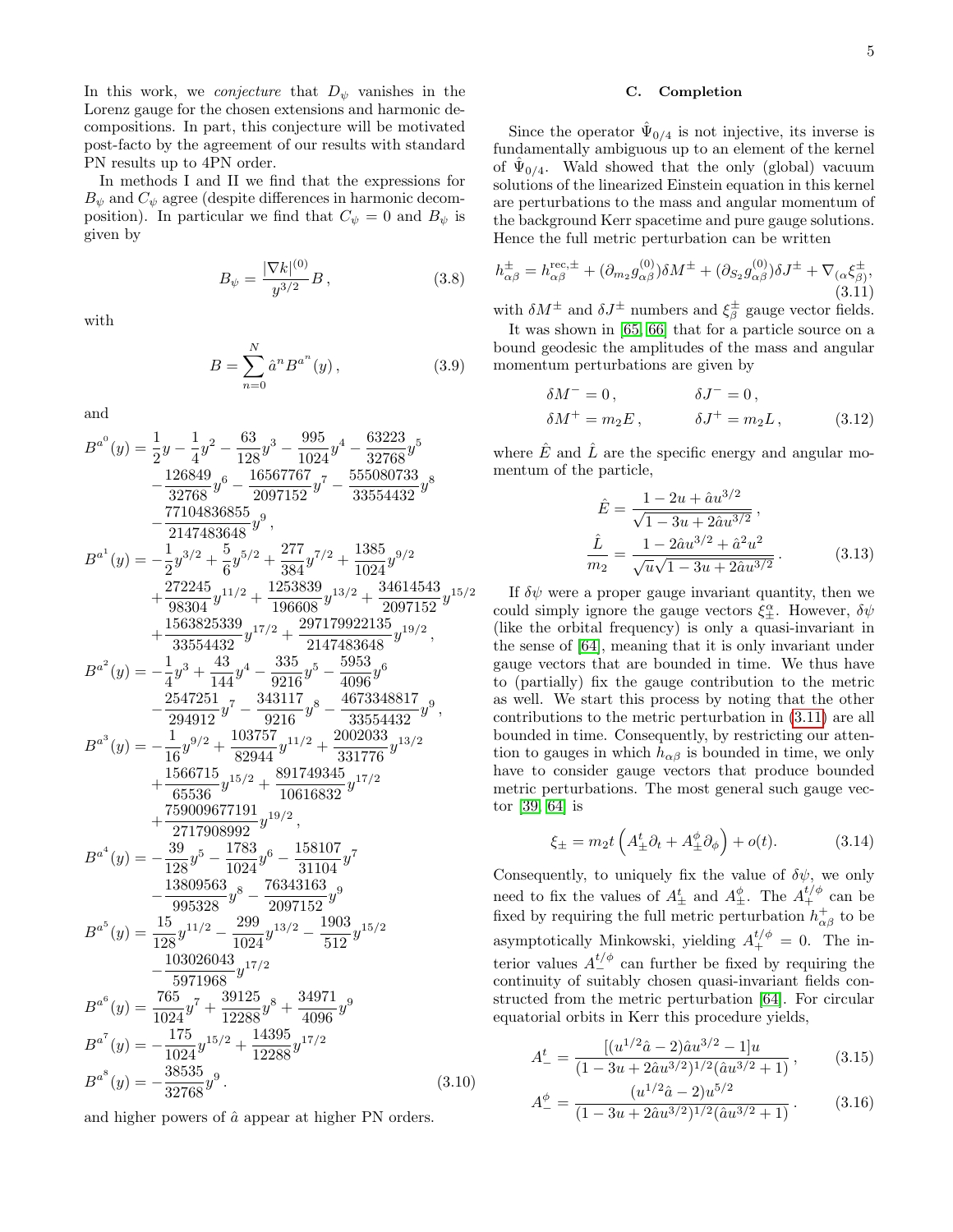In this work, we *conjecture* that $D_\psi$ vanishes in the Lorenz gauge for the chosen extensions and harmonic decompositions. In part, this conjecture will be motivated post-facto by the agreement of our results with standard PN results up to 4PN order.

In methods I and II we find that the expressions for $B_\psi$ and $C_\psi$ agree (despite differences in harmonic decomposition). In particular we find that $C_\psi = 0$ and $B_\psi$ is given by

$$B_\psi = \frac{|\nabla k|^{(0)}}{y^{3/2}} B\,, \tag{3.8}$$

with

$$B = \sum_{n=0}^{N} \hat{a}^n B^{a^n}(y)\,, \tag{3.9}$$

and

$$\begin{aligned}
B^{a^0}(y) &= \frac{1}{2}y - \frac{1}{4}y^2 - \frac{63}{128}y^3 - \frac{995}{1024}y^4 - \frac{63223}{32768}y^5 \\
&\quad - \frac{126849}{32768}y^6 - \frac{16567767}{2097152}y^7 - \frac{555080733}{33554432}y^8 \\
&\quad - \frac{77104836855}{2147483648}y^9\,, \\
B^{a^1}(y) &= -\frac{1}{2}y^{3/2} + \frac{5}{6}y^{5/2} + \frac{277}{384}y^{7/2} + \frac{1385}{1024}y^{9/2} \\
&\quad + \frac{272245}{98304}y^{11/2} + \frac{1253839}{196608}y^{13/2} + \frac{34614543}{2097152}y^{15/2} \\
&\quad + \frac{1563825339}{33554432}y^{17/2} + \frac{297179922135}{2147483648}y^{19/2}\,, \\
B^{a^2}(y) &= -\frac{1}{4}y^3 + \frac{43}{144}y^4 - \frac{335}{9216}y^5 - \frac{5953}{4096}y^6 \\
&\quad - \frac{2547251}{294912}y^7 - \frac{343117}{9216}y^8 - \frac{4673348817}{33554432}y^9\,, \\
B^{a^3}(y) &= -\frac{1}{16}y^{9/2} + \frac{103757}{82944}y^{11/2} + \frac{2002033}{331776}y^{13/2} \\
&\quad + \frac{1566715}{65536}y^{15/2} + \frac{891749345}{10616832}y^{17/2} \\
&\quad + \frac{759009677191}{2717908992}y^{19/2}\,, \\
B^{a^4}(y) &= -\frac{39}{128}y^5 - \frac{1783}{1024}y^6 - \frac{158107}{31104}y^7 \\
&\quad - \frac{13809563}{995328}y^8 - \frac{76343163}{2097152}y^9 \\
B^{a^5}(y) &= \frac{15}{128}y^{11/2} - \frac{299}{1024}y^{13/2} - \frac{1903}{512}y^{15/2} \\
&\quad - \frac{103026043}{5971968}y^{17/2} \\
B^{a^6}(y) &= \frac{765}{1024}y^7 + \frac{39125}{12288}y^8 + \frac{34971}{4096}y^9 \\
B^{a^7}(y) &= -\frac{175}{1024}y^{15/2} + \frac{14395}{12288}y^{17/2} \\
B^{a^8}(y) &= -\frac{38535}{32768}y^9\,.
\end{aligned} \tag{3.10}$$

and higher powers of $\hat{a}$ appear at higher PN orders.

### C. Completion

Since the operator $\hat{\Psi}_{0/4}$ is not injective, its inverse is fundamentally ambiguous up to an element of the kernel of $\hat{\Psi}_{0/4}$. Wald showed that the only (global) vacuum solutions of the linearized Einstein equation in this kernel are perturbations to the mass and angular momentum of the background Kerr spacetime and pure gauge solutions. Hence the full metric perturbation can be written

$$h^{\pm}_{\alpha\beta} = h^{\text{rec},\pm}_{\alpha\beta} + (\partial_{m_2} g^{(0)}_{\alpha\beta})\delta M^{\pm} + (\partial_{S_2} g^{(0)}_{\alpha\beta})\delta J^{\pm} + \nabla_{(\alpha}\xi^{\pm}_{\beta)}, \tag{3.11}$$

with $\delta M^{\pm}$ and $\delta J^{\pm}$ numbers and $\xi^{\alpha}_{\pm}$ gauge vector fields.

It was shown in [65, 66] that for a particle source on a bound geodesic the amplitudes of the mass and angular momentum perturbations are given by

$$\begin{aligned}
\delta M^- &= 0\,, & \delta J^- &= 0\,, \\
\delta M^+ &= m_2 E\,, & \delta J^+ &= m_2 L\,,
\end{aligned} \tag{3.12}$$

where $\hat{E}$ and $\hat{L}$ are the specific energy and angular momentum of the particle,

$$\begin{aligned}
\hat{E} &= \frac{1 - 2u + \hat{a}u^{3/2}}{\sqrt{1 - 3u + 2\hat{a}u^{3/2}}}\,, \\
\frac{\hat{L}}{m_2} &= \frac{1 - 2\hat{a}u^{3/2} + \hat{a}^2u^2}{\sqrt{u}\sqrt{1 - 3u + 2\hat{a}u^{3/2}}}\,.
\end{aligned} \tag{3.13}$$

If $\delta\psi$ were a proper gauge invariant quantity, then we could simply ignore the gauge vectors $\xi^{\alpha}_{\pm}$. However, $\delta\psi$ (like the orbital frequency) is only a quasi-invariant in the sense of [64], meaning that it is only invariant under gauge vectors that are bounded in time. We thus have to (partially) fix the gauge contribution to the metric as well. We start this process by noting that the other contributions to the metric perturbation in (3.11) are all bounded in time. Consequently, by restricting our attention to gauges in which $h_{\alpha\beta}$ is bounded in time, we only have to consider gauge vectors that produce bounded metric perturbations. The most general such gauge vector [39, 64] is

$$\xi_{\pm} = m_2 t\left(A^t_{\pm}\partial_t + A^{\phi}_{\pm}\partial_{\phi}\right) + o(t). \tag{3.14}$$

Consequently, to uniquely fix the value of $\delta\psi$, we only need to fix the values of $A^t_{\pm}$ and $A^{\phi}_{\pm}$. The $A^{t/\phi}_{+}$ can be fixed by requiring the full metric perturbation $h^{+}_{\alpha\beta}$ to be asymptotically Minkowski, yielding $A^{t/\phi}_{+} = 0$. The interior values $A^{t/\phi}_{-}$ can further be fixed by requiring the continuity of suitably chosen quasi-invariant fields constructed from the metric perturbation [64]. For circular equatorial orbits in Kerr this procedure yields,

$$A^t_- = \frac{[(u^{1/2}\hat{a} - 2)\hat{a}u^{3/2} - 1]u}{(1 - 3u + 2\hat{a}u^{3/2})^{1/2}(\hat{a}u^{3/2} + 1)}\,, \tag{3.15}$$

$$A^{\phi}_- = \frac{(u^{1/2}\hat{a} - 2)u^{5/2}}{(1 - 3u + 2\hat{a}u^{3/2})^{1/2}(\hat{a}u^{3/2} + 1)}\,. \tag{3.16}$$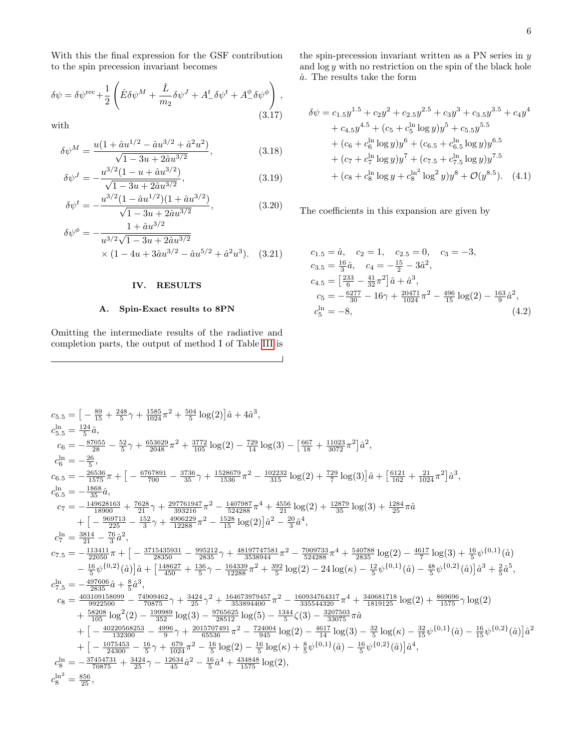With this the final expression for the GSF contribution to the spin precession invariant becomes

$$\delta\psi = \delta\psi^{\rm rec} + \frac{1}{2}\left(\hat{E}\delta\psi^{M} + \frac{\hat{L}}{m_2}\delta\psi^{J} + A^t_{-}\delta\psi^{t} + A^{\phi}_{-}\delta\psi^{\phi}\right), \tag{3.17}$$

with

$$\delta\psi^{M} = \frac{u(1+\hat{a}u^{1/2} - \hat{a}u^{3/2} + \hat{a}^2u^2)}{\sqrt{1-3u+2\hat{a}u^{3/2}}}, \tag{3.18}$$

$$\delta\psi^{J} = -\frac{u^{3/2}(1-u+\hat{a}u^{3/2})}{\sqrt{1-3u+2\hat{a}u^{3/2}}}, \tag{3.19}$$

$$\delta\psi^{t} = -\frac{u^{3/2}(1-\hat{a}u^{1/2})(1+\hat{a}u^{3/2})}{\sqrt{1-3u+2\hat{a}u^{3/2}}}, \tag{3.20}$$

$$\delta\psi^{\phi} = -\frac{1+\hat{a}u^{3/2}}{u^{3/2}\sqrt{1-3u+2\hat{a}u^{3/2}}} \times (1-4u+3\hat{a}u^{3/2} - \hat{a}u^{5/2} + \hat{a}^2u^3). \tag{3.21}$$

## IV. RESULTS

### A. Spin-Exact results to 8PN

Omitting the intermediate results of the radiative and completion parts, the output of method I of Table III is the spin-precession invariant written as a PN series in $y$ and $\log y$ with no restriction on the spin of the black hole $\hat{a}$. The results take the form

$$\begin{aligned}
\delta\psi &= c_{1.5}y^{1.5} + c_2y^2 + c_{2.5}y^{2.5} + c_3y^3 + c_{3.5}y^{3.5} + c_4y^4 \\
&+ c_{4.5}y^{4.5} + (c_5 + c_5^{\ln}\log y)y^5 + c_{5.5}y^{5.5} \\
&+ (c_6 + c_6^{\ln}\log y)y^6 + (c_{6.5} + c_{6.5}^{\ln}\log y)y^{6.5} \\
&+ (c_7 + c_7^{\ln}\log y)y^7 + (c_{7.5} + c_{7.5}^{\ln}\log y)y^{7.5} \\
&+ (c_8 + c_8^{\ln}\log y + c_8^{\ln^2}\log^2 y)y^8 + \mathcal{O}(y^{8.5}).
\end{aligned} \tag{4.1}$$

The coefficients in this expansion are given by

$$\begin{aligned}
&c_{1.5} = \hat{a}, \quad c_2 = 1, \quad c_{2.5} = 0, \quad c_3 = -3, \\
&c_{3.5} = \tfrac{16}{3}\hat{a}, \quad c_4 = -\tfrac{15}{2} - 3\hat{a}^2, \\
&c_{4.5} = \left[\tfrac{233}{6} - \tfrac{41}{32}\pi^2\right]\hat{a} + \hat{a}^3, \\
&c_5 = -\tfrac{6277}{30} - 16\gamma + \tfrac{20471}{1024}\pi^2 - \tfrac{496}{15}\log(2) - \tfrac{163}{9}\hat{a}^2, \\
&c_5^{\ln} = -8,
\end{aligned} \tag{4.2}$$

$$\begin{aligned}
c_{5.5} &= \left[-\tfrac{89}{15} + \tfrac{248}{5}\gamma + \tfrac{1585}{1024}\pi^2 + \tfrac{504}{5}\log(2)\right]\hat{a} + 4\hat{a}^3, \\
c_{5.5}^{\ln} &= \tfrac{124}{5}\hat{a}, \\
c_6 &= -\tfrac{87055}{28} - \tfrac{52}{5}\gamma + \tfrac{653629}{2048}\pi^2 + \tfrac{3772}{105}\log(2) - \tfrac{729}{14}\log(3) - \left[\tfrac{667}{18} + \tfrac{11023}{3072}\pi^2\right]\hat{a}^2, \\
c_6^{\ln} &= -\tfrac{26}{5}, \\
c_{6.5} &= -\tfrac{26536}{1575}\pi + \left[-\tfrac{6767891}{700} - \tfrac{3736}{35}\gamma + \tfrac{1528679}{1536}\pi^2 - \tfrac{102232}{315}\log(2) + \tfrac{729}{7}\log(3)\right]\hat{a} + \left[\tfrac{6121}{162} + \tfrac{21}{1024}\pi^2\right]\hat{a}^3, \\
c_{6.5}^{\ln} &= -\tfrac{1868}{35}\hat{a}, \\
c_7 &= -\tfrac{149628163}{18900} + \tfrac{7628}{21}\gamma + \tfrac{297761947}{393216}\pi^2 - \tfrac{1407987}{524288}\pi^4 + \tfrac{4556}{21}\log(2) + \tfrac{12879}{35}\log(3) + \tfrac{1284}{25}\pi\hat{a} \\
&+ \left[-\tfrac{969713}{225} - \tfrac{152}{3}\gamma + \tfrac{4906229}{12288}\pi^2 - \tfrac{1528}{15}\log(2)\right]\hat{a}^2 - \tfrac{20}{3}\hat{a}^4, \\
c_7^{\ln} &= \tfrac{3814}{21} - \tfrac{76}{3}\hat{a}^2, \\
c_{7.5} &= -\tfrac{113411}{22050}\pi + \left[-\tfrac{3715435931}{28350} - \tfrac{995212}{2835}\gamma + \tfrac{48197747581}{3538944}\pi^2 - \tfrac{7009733}{524288}\pi^4 + \tfrac{540788}{2835}\log(2) - \tfrac{4617}{7}\log(3) + \tfrac{16}{5}\psi^{\{0,1\}}(\hat{a})\right. \\
&\left. - \tfrac{16}{5}\psi^{\{0,2\}}(\hat{a})\right]\hat{a} + \left[\tfrac{148627}{450} + \tfrac{136}{5}\gamma - \tfrac{164339}{12288}\pi^2 + \tfrac{392}{5}\log(2) - 24\log(\kappa) - \tfrac{12}{5}\psi^{\{0,1\}}(\hat{a}) - \tfrac{48}{5}\psi^{\{0,2\}}(\hat{a})\right]\hat{a}^3 + \tfrac{2}{5}\hat{a}^5, \\
c_{7.5}^{\ln} &= -\tfrac{497606}{2835}\hat{a} + \tfrac{8}{5}\hat{a}^3, \\
c_8 &= \tfrac{403109158099}{9922500} - \tfrac{74909462}{70875}\gamma + \tfrac{3424}{25}\gamma^2 + \tfrac{164673979457}{353894400}\pi^2 - \tfrac{160934764317}{335544320}\pi^4 + \tfrac{340681718}{1819125}\log(2) + \tfrac{869696}{1575}\gamma\log(2) \\
&+ \tfrac{58208}{105}\log^2(2) - \tfrac{199989}{352}\log(3) - \tfrac{9765625}{28512}\log(5) - \tfrac{1344}{5}\zeta(3) - \tfrac{3207503}{33075}\pi\hat{a} \\
&+ \left[-\tfrac{40220568253}{132300} - \tfrac{4996}{9}\gamma + \tfrac{2015707491}{65536}\pi^2 - \tfrac{724004}{945}\log(2) - \tfrac{4617}{14}\log(3) - \tfrac{32}{5}\log(\kappa) - \tfrac{32}{15}\psi^{\{0,1\}}(\hat{a}) - \tfrac{16}{15}\psi^{\{0,2\}}(\hat{a})\right]\hat{a}^2 \\
&+ \left[-\tfrac{1075453}{24300} - \tfrac{16}{5}\gamma + \tfrac{679}{1024}\pi^2 - \tfrac{16}{5}\log(2) - \tfrac{16}{5}\log(\kappa) + \tfrac{8}{5}\psi^{\{0,1\}}(\hat{a}) - \tfrac{16}{5}\psi^{\{0,2\}}(\hat{a})\right]\hat{a}^4, \\
c_8^{\ln} &= -\tfrac{37454731}{70875} + \tfrac{3424}{25}\gamma - \tfrac{12634}{45}\hat{a}^2 - \tfrac{16}{5}\hat{a}^4 + \tfrac{434848}{1575}\log(2), \\
c_8^{\ln^2} &= \tfrac{856}{25},
\end{aligned}$$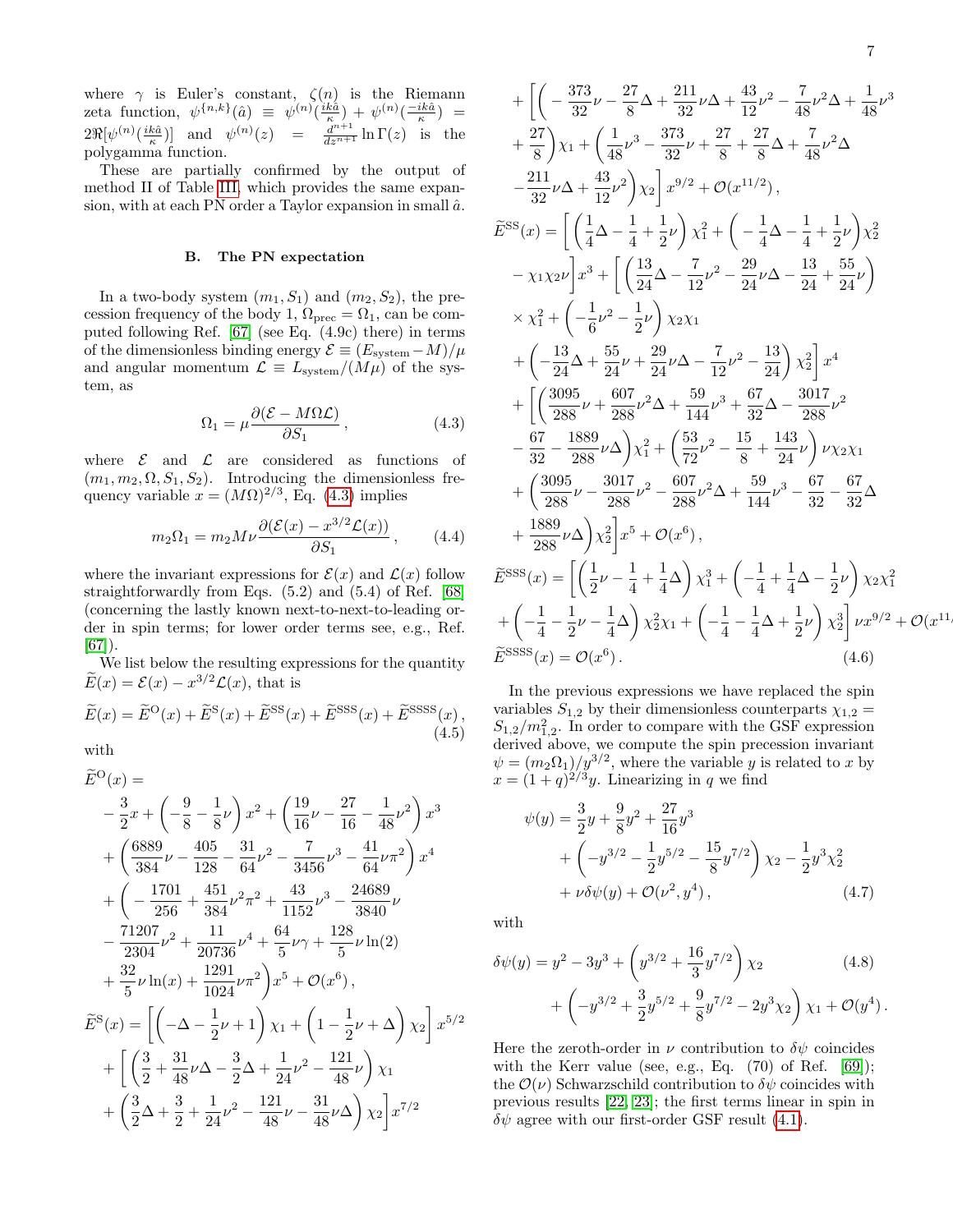where $\gamma$ is Euler's constant, $\zeta(n)$ is the Riemann zeta function, $\psi^{\{n,k\}}(\hat{a}) \equiv \psi^{(n)}(\frac{ik\hat{a}}{\kappa}) + \psi^{(n)}(\frac{-ik\hat{a}}{\kappa}) = 2\Re[\psi^{(n)}(\frac{ik\hat{a}}{\kappa})]$ and $\psi^{(n)}(z) = \frac{d^{n+1}}{dz^{n+1}} \ln\Gamma(z)$ is the polygamma function.

These are partially confirmed by the output of method II of Table III, which provides the same expansion, with at each PN order a Taylor expansion in small $\hat{a}$.

### B. The PN expectation

In a two-body system $(m_1, S_1)$ and $(m_2, S_2)$, the precession frequency of the body 1, $\Omega_{\rm prec} = \Omega_1$, can be computed following Ref. [67] (see Eq. (4.9c) there) in terms of the dimensionless binding energy $\mathcal{E} \equiv (E_{\rm system} - M)/\mu$ and angular momentum $\mathcal{L} \equiv L_{\rm system}/(M\mu)$ of the system, as

$$\Omega_1 = \mu \frac{\partial(\mathcal{E} - M\Omega\mathcal{L})}{\partial S_1}\,, \tag{4.3}$$

where $\mathcal{E}$ and $\mathcal{L}$ are considered as functions of $(m_1, m_2, \Omega, S_1, S_2)$. Introducing the dimensionless frequency variable $x = (M\Omega)^{2/3}$, Eq. (4.3) implies

$$m_2\Omega_1 = m_2 M\nu \frac{\partial(\mathcal{E}(x) - x^{3/2}\mathcal{L}(x))}{\partial S_1}\,, \tag{4.4}$$

where the invariant expressions for $\mathcal{E}(x)$ and $\mathcal{L}(x)$ follow straightforwardly from Eqs. (5.2) and (5.4) of Ref. [68] (concerning the lastly known next-to-next-to-leading order in spin terms; for lower order terms see, e.g., Ref. [67]).

We list below the resulting expressions for the quantity $\widetilde{E}(x) = \mathcal{E}(x) - x^{3/2}\mathcal{L}(x)$, that is

$$\widetilde{E}(x) = \widetilde{E}^{\rm O}(x) + \widetilde{E}^{\rm S}(x) + \widetilde{E}^{\rm SS}(x) + \widetilde{E}^{\rm SSS}(x) + \widetilde{E}^{\rm SSSS}(x)\,, \tag{4.5}$$

with

$$\begin{aligned}
\widetilde{E}^{\rm O}(x) &= \\
&-\frac{3}{2}x + \left(-\frac{9}{8} - \frac{1}{8}\nu\right)x^2 + \left(\frac{19}{16}\nu - \frac{27}{16} - \frac{1}{48}\nu^2\right)x^3 \\
&+ \left(\frac{6889}{384}\nu - \frac{405}{128} - \frac{31}{64}\nu^2 - \frac{7}{3456}\nu^3 - \frac{41}{64}\nu\pi^2\right)x^4 \\
&+ \bigg(-\frac{1701}{256} + \frac{451}{384}\nu^2\pi^2 + \frac{43}{1152}\nu^3 - \frac{24689}{3840}\nu \\
&- \frac{71207}{2304}\nu^2 + \frac{11}{20736}\nu^4 + \frac{64}{5}\nu\gamma + \frac{128}{5}\nu\ln(2) \\
&+ \frac{32}{5}\nu\ln(x) + \frac{1291}{1024}\nu\pi^2\bigg)x^5 + \mathcal{O}(x^6)\,, \\
\widetilde{E}^{\rm S}(x) &= \left[\left(-\Delta - \frac{1}{2}\nu + 1\right)\chi_1 + \left(1 - \frac{1}{2}\nu + \Delta\right)\chi_2\right]x^{5/2} \\
&+ \bigg[\left(\frac{3}{2} + \frac{31}{48}\nu\Delta - \frac{3}{2}\Delta + \frac{1}{24}\nu^2 - \frac{121}{48}\nu\right)\chi_1 \\
&+ \left(\frac{3}{2}\Delta + \frac{3}{2} + \frac{1}{24}\nu^2 - \frac{121}{48}\nu - \frac{31}{48}\nu\Delta\right)\chi_2\bigg]x^{7/2} \\
&+ \bigg[\bigg(-\frac{373}{32}\nu - \frac{27}{8}\Delta + \frac{211}{32}\nu\Delta + \frac{43}{12}\nu^2 - \frac{7}{48}\nu^2\Delta + \frac{1}{48}\nu^3 \\
&+ \frac{27}{8}\bigg)\chi_1 + \bigg(\frac{1}{48}\nu^3 - \frac{373}{32}\nu + \frac{27}{8} + \frac{27}{8}\Delta + \frac{7}{48}\nu^2\Delta \\
&- \frac{211}{32}\nu\Delta + \frac{43}{12}\nu^2\bigg)\chi_2\bigg]x^{9/2} + \mathcal{O}(x^{11/2})\,, \\
\widetilde{E}^{\rm SS}(x) &= \bigg[\left(\frac{1}{4}\Delta - \frac{1}{4} + \frac{1}{2}\nu\right)\chi_1^2 + \left(-\frac{1}{4}\Delta - \frac{1}{4} + \frac{1}{2}\nu\right)\chi_2^2 \\
&- \chi_1\chi_2\nu\bigg]x^3 + \bigg[\left(\frac{13}{24}\Delta - \frac{7}{12}\nu^2 - \frac{29}{24}\nu\Delta - \frac{13}{24} + \frac{55}{24}\nu\right) \\
&\times \chi_1^2 + \left(-\frac{1}{6}\nu^2 - \frac{1}{2}\nu\right)\chi_2\chi_1 \\
&+ \left(-\frac{13}{24}\Delta + \frac{55}{24}\nu + \frac{29}{24}\nu\Delta - \frac{7}{12}\nu^2 - \frac{13}{24}\right)\chi_2^2\bigg]x^4 \\
&+ \bigg[\bigg(\frac{3095}{288}\nu + \frac{607}{288}\nu^2\Delta + \frac{59}{144}\nu^3 + \frac{67}{32}\Delta - \frac{3017}{288}\nu^2 \\
&- \frac{67}{32} - \frac{1889}{288}\nu\Delta\bigg)\chi_1^2 + \left(\frac{53}{72}\nu^2 - \frac{15}{8} + \frac{143}{24}\nu\right)\nu\chi_2\chi_1 \\
&+ \bigg(\frac{3095}{288}\nu - \frac{3017}{288}\nu^2 - \frac{607}{288}\nu^2\Delta + \frac{59}{144}\nu^3 - \frac{67}{32} - \frac{67}{32}\Delta \\
&+ \frac{1889}{288}\nu\Delta\bigg)\chi_2^2\bigg]x^5 + \mathcal{O}(x^6)\,, \\
\widetilde{E}^{\rm SSS}(x) &= \bigg[\left(\frac{1}{2}\nu - \frac{1}{4} + \frac{1}{4}\Delta\right)\chi_1^3 + \left(-\frac{1}{4} + \frac{1}{4}\Delta - \frac{1}{2}\nu\right)\chi_2\chi_1^2 \\
&+ \left(-\frac{1}{4} - \frac{1}{2}\nu - \frac{1}{4}\Delta\right)\chi_2^2\chi_1 + \left(-\frac{1}{4} - \frac{1}{4}\Delta + \frac{1}{2}\nu\right)\chi_2^3\bigg]\nu x^{9/2} + \mathcal{O}(x^{11/2})\,, \\
\widetilde{E}^{\rm SSSS}(x) &= \mathcal{O}(x^6)\,.
\end{aligned} \tag{4.6}$$

In the previous expressions we have replaced the spin variables $S_{1,2}$ by their dimensionless counterparts $\chi_{1,2} = S_{1,2}/m_{1,2}^2$. In order to compare with the GSF expression derived above, we compute the spin precession invariant $\psi = (m_2\Omega_1)/y^{3/2}$, where the variable $y$ is related to $x$ by $x = (1+q)^{2/3}y$. Linearizing in $q$ we find

$$\begin{aligned}
\psi(y) &= \frac{3}{2}y + \frac{9}{8}y^2 + \frac{27}{16}y^3 \\
&+ \left(-y^{3/2} - \frac{1}{2}y^{5/2} - \frac{15}{8}y^{7/2}\right)\chi_2 - \frac{1}{2}y^3\chi_2^2 \\
&+ \nu\delta\psi(y) + \mathcal{O}(\nu^2, y^4)\,,
\end{aligned} \tag{4.7}$$

with

$$\begin{aligned}
\delta\psi(y) &= y^2 - 3y^3 + \left(y^{3/2} + \frac{16}{3}y^{7/2}\right)\chi_2 \\
&+ \left(-y^{3/2} + \frac{3}{2}y^{5/2} + \frac{9}{8}y^{7/2} - 2y^3\chi_2\right)\chi_1 + \mathcal{O}(y^4)\,.
\end{aligned} \tag{4.8}$$

Here the zeroth-order in $\nu$ contribution to $\delta\psi$ coincides with the Kerr value (see, e.g., Eq. (70) of Ref. [69]); the $\mathcal{O}(\nu)$ Schwarzschild contribution to $\delta\psi$ coincides with previous results [22, 23]; the first terms linear in spin in $\delta\psi$ agree with our first-order GSF result (4.1).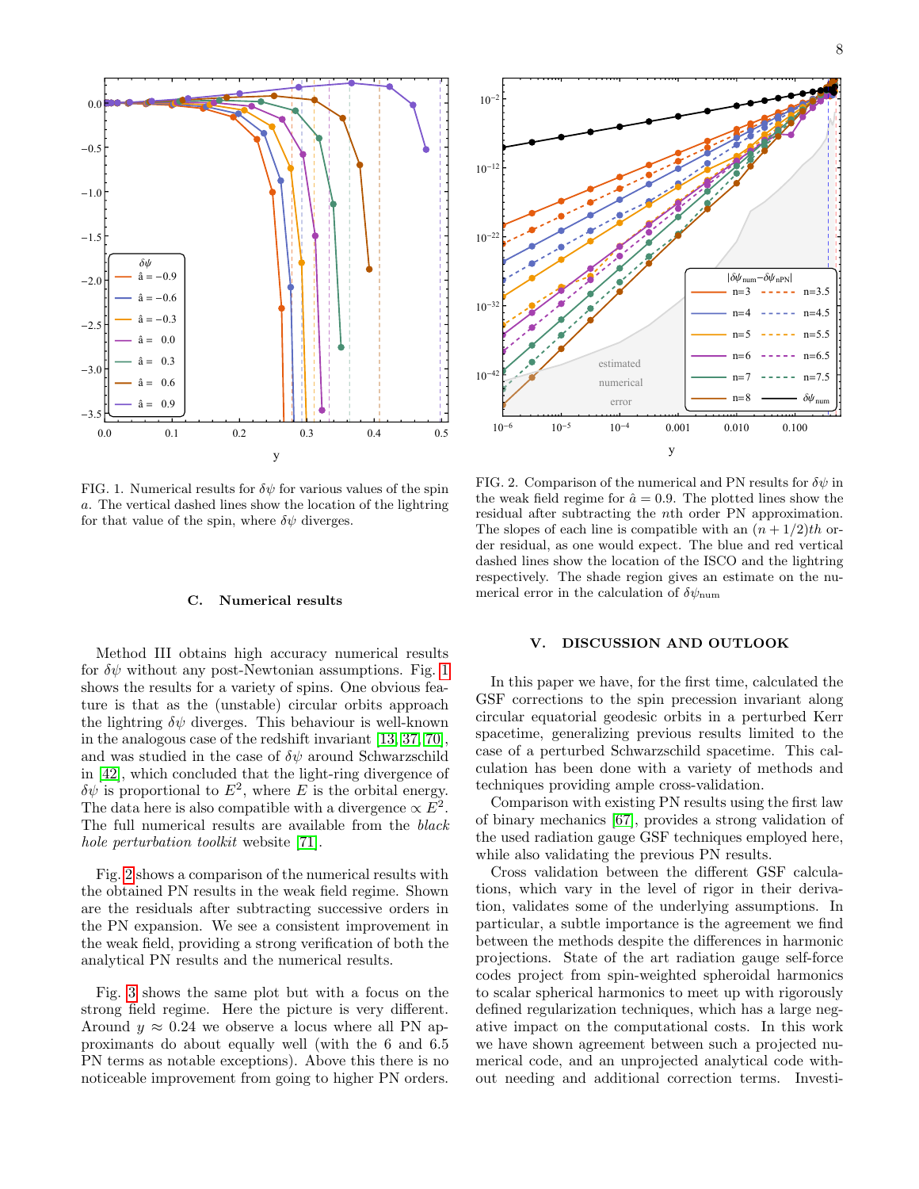FIG. 1. Numerical results for $\delta\psi$ for various values of the spin $a$. The vertical dashed lines show the location of the lightring for that value of the spin, where $\delta\psi$ diverges.

FIG. 2. Comparison of the numerical and PN results for $\delta\psi$ in the weak field regime for $\hat{a} = 0.9$. The plotted lines show the residual after subtracting the $n$th order PN approximation. The slopes of each line is compatible with an $(n + 1/2)th$ order residual, as one would expect. The blue and red vertical dashed lines show the location of the ISCO and the lightring respectively. The shade region gives an estimate on the numerical error in the calculation of $\delta\psi_{\text{num}}$

### C. Numerical results

Method III obtains high accuracy numerical results for $\delta\psi$ without any post-Newtonian assumptions. Fig. 1 shows the results for a variety of spins. One obvious feature is that as the (unstable) circular orbits approach the lightring $\delta\psi$ diverges. This behaviour is well-known in the analogous case of the redshift invariant [13, 37, 70], and was studied in the case of $\delta\psi$ around Schwarzschild in [42], which concluded that the light-ring divergence of $\delta\psi$ is proportional to $E^2$, where $E$ is the orbital energy. The data here is also compatible with a divergence $\propto E^2$. The full numerical results are available from the *black hole perturbation toolkit* website [71].

Fig. 2 shows a comparison of the numerical results with the obtained PN results in the weak field regime. Shown are the residuals after subtracting successive orders in the PN expansion. We see a consistent improvement in the weak field, providing a strong verification of both the analytical PN results and the numerical results.

Fig. 3 shows the same plot but with a focus on the strong field regime. Here the picture is very different. Around $y \approx 0.24$ we observe a locus where all PN approximants do about equally well (with the 6 and 6.5 PN terms as notable exceptions). Above this there is no noticeable improvement from going to higher PN orders.

## V. DISCUSSION AND OUTLOOK

In this paper we have, for the first time, calculated the GSF corrections to the spin precession invariant along circular equatorial geodesic orbits in a perturbed Kerr spacetime, generalizing previous results limited to the case of a perturbed Schwarzschild spacetime. This calculation has been done with a variety of methods and techniques providing ample cross-validation.

Comparison with existing PN results using the first law of binary mechanics [67], provides a strong validation of the used radiation gauge GSF techniques employed here, while also validating the previous PN results.

Cross validation between the different GSF calculations, which vary in the level of rigor in their derivation, validates some of the underlying assumptions. In particular, a subtle importance is the agreement we find between the methods despite the differences in harmonic projections. State of the art radiation gauge self-force codes project from spin-weighted spheroidal harmonics to scalar spherical harmonics to meet up with rigorously defined regularization techniques, which has a large negative impact on the computational costs. In this work we have shown agreement between such a projected numerical code, and an unprojected analytical code without needing and additional correction terms. Investi-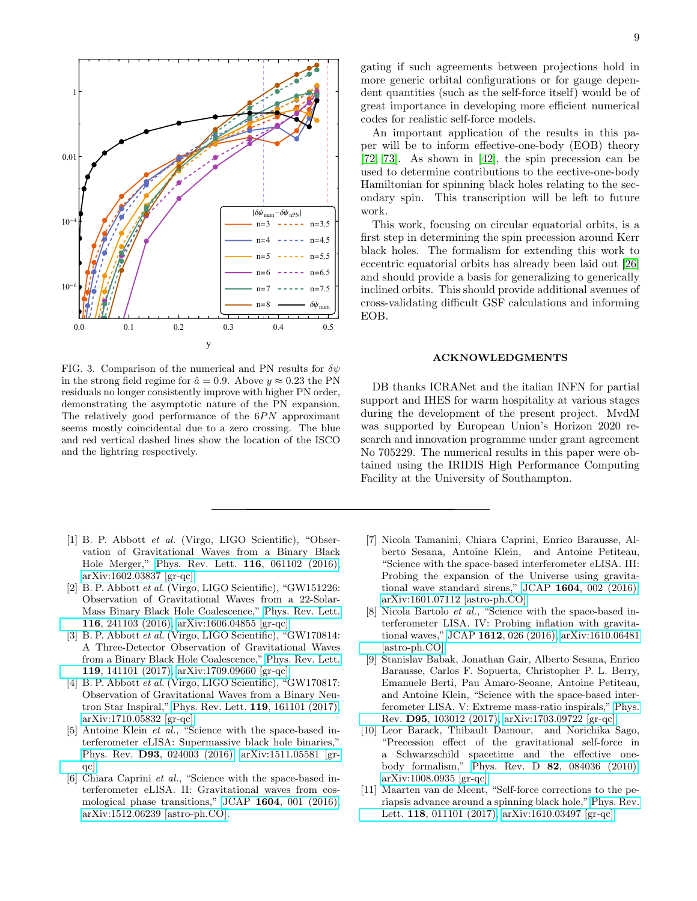FIG. 3. Comparison of the numerical and PN results for $\delta\psi$ in the strong field regime for $\hat{a} = 0.9$. Above $y \approx 0.23$ the PN residuals no longer consistently improve with higher PN order, demonstrating the asymptotic nature of the PN expansion. The relatively good performance of the $6PN$ approximant seems mostly coincidental due to a zero crossing. The blue and red vertical dashed lines show the location of the ISCO and the lightring respectively.

gating if such agreements between projections hold in more generic orbital configurations or for gauge dependent quantities (such as the self-force itself) would be of great importance in developing more efficient numerical codes for realistic self-force models.

An important application of the results in this paper will be to inform effective-one-body (EOB) theory [72, 73]. As shown in [42], the spin precession can be used to determine contributions to the eective-one-body Hamiltonian for spinning black holes relating to the secondary spin. This transcription will be left to future work.

This work, focusing on circular equatorial orbits, is a first step in determining the spin precession around Kerr black holes. The formalism for extending this work to eccentric equatorial orbits has already been laid out [26] and should provide a basis for generalizing to generically inclined orbits. This should provide additional avenues of cross-validating difficult GSF calculations and informing EOB.

## ACKNOWLEDGMENTS

DB thanks ICRANet and the italian INFN for partial support and IHES for warm hospitality at various stages during the development of the present project. MvdM was supported by European Union's Horizon 2020 research and innovation programme under grant agreement No 705229. The numerical results in this paper were obtained using the IRIDIS High Performance Computing Facility at the University of Southampton.

---

[1] B. P. Abbott *et al.* (Virgo, LIGO Scientific), "Observation of Gravitational Waves from a Binary Black Hole Merger," Phys. Rev. Lett. **116**, 061102 (2016), arXiv:1602.03837 [gr-qc].

[2] B. P. Abbott *et al.* (Virgo, LIGO Scientific), "GW151226: Observation of Gravitational Waves from a 22-Solar-Mass Binary Black Hole Coalescence," Phys. Rev. Lett. **116**, 241103 (2016), arXiv:1606.04855 [gr-qc].

[3] B. P. Abbott *et al.* (Virgo, LIGO Scientific), "GW170814: A Three-Detector Observation of Gravitational Waves from a Binary Black Hole Coalescence," Phys. Rev. Lett. **119**, 141101 (2017), arXiv:1709.09660 [gr-qc].

[4] B. P. Abbott *et al.* (Virgo, LIGO Scientific), "GW170817: Observation of Gravitational Waves from a Binary Neutron Star Inspiral," Phys. Rev. Lett. **119**, 161101 (2017), arXiv:1710.05832 [gr-qc].

[5] Antoine Klein *et al.*, "Science with the space-based interferometer eLISA: Supermassive black hole binaries," Phys. Rev. **D93**, 024003 (2016), arXiv:1511.05581 [gr-qc].

[6] Chiara Caprini *et al.*, "Science with the space-based interferometer eLISA. II: Gravitational waves from cosmological phase transitions," JCAP **1604**, 001 (2016), arXiv:1512.06239 [astro-ph.CO].

[7] Nicola Tamanini, Chiara Caprini, Enrico Barausse, Alberto Sesana, Antoine Klein, and Antoine Petiteau, "Science with the space-based interferometer eLISA. III: Probing the expansion of the Universe using gravitational wave standard sirens," JCAP **1604**, 002 (2016), arXiv:1601.07112 [astro-ph.CO].

[8] Nicola Bartolo *et al.*, "Science with the space-based interferometer LISA. IV: Probing inflation with gravitational waves," JCAP **1612**, 026 (2016), arXiv:1610.06481 [astro-ph.CO].

[9] Stanislav Babak, Jonathan Gair, Alberto Sesana, Enrico Barausse, Carlos F. Sopuerta, Christopher P. L. Berry, Emanuele Berti, Pau Amaro-Seoane, Antoine Petiteau, and Antoine Klein, "Science with the space-based interferometer LISA. V: Extreme mass-ratio inspirals," Phys. Rev. **D95**, 103012 (2017), arXiv:1703.09722 [gr-qc].

[10] Leor Barack, Thibault Damour, and Norichika Sago, "Precession effect of the gravitational self-force in a Schwarzschild spacetime and the effective one-body formalism," Phys. Rev. D **82**, 084036 (2010), arXiv:1008.0935 [gr-qc].

[11] Maarten van de Meent, "Self-force corrections to the periapsis advance around a spinning black hole," Phys. Rev. Lett. **118**, 011101 (2017), arXiv:1610.03497 [gr-qc].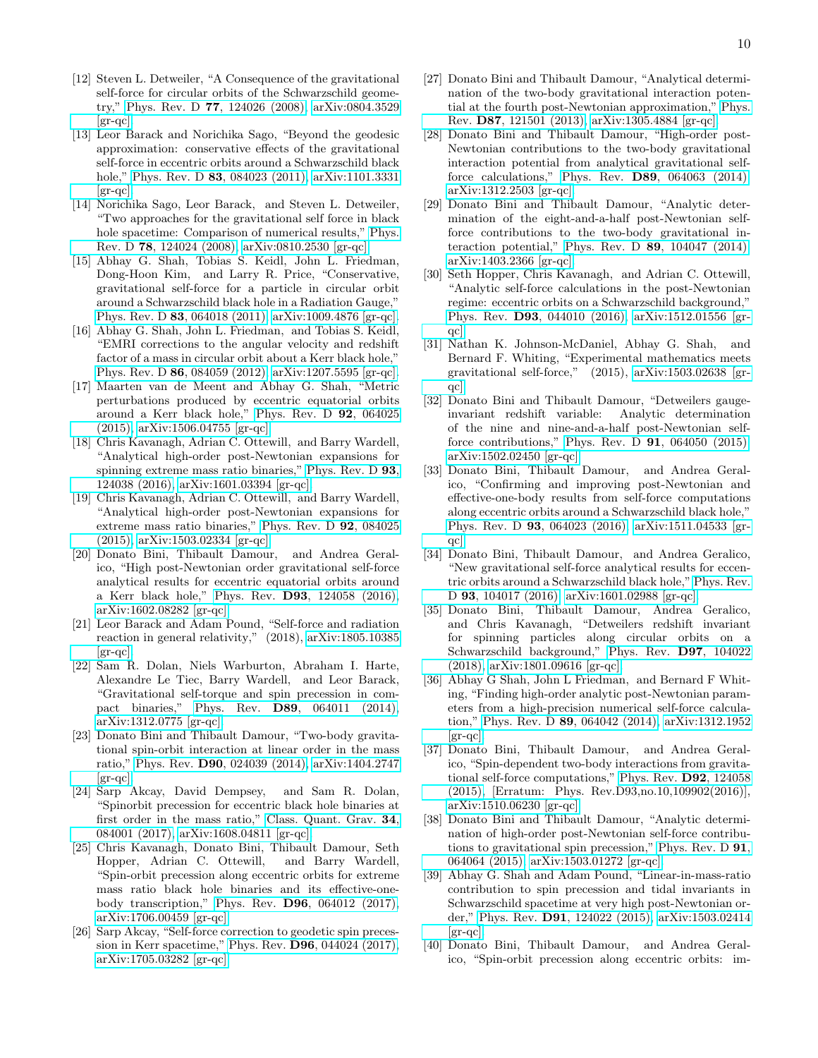- [12] Steven L. Detweiler, "A Consequence of the gravitational self-force for circular orbits of the Schwarzschild geometry," Phys. Rev. D **77**, 124026 (2008), arXiv:0804.3529 [gr-qc].
- [13] Leor Barack and Norichika Sago, "Beyond the geodesic approximation: conservative effects of the gravitational self-force in eccentric orbits around a Schwarzschild black hole," Phys. Rev. D **83**, 084023 (2011), arXiv:1101.3331 [gr-qc].
- [14] Norichika Sago, Leor Barack, and Steven L. Detweiler, "Two approaches for the gravitational self force in black hole spacetime: Comparison of numerical results," Phys. Rev. D **78**, 124024 (2008), arXiv:0810.2530 [gr-qc].
- [15] Abhay G. Shah, Tobias S. Keidl, John L. Friedman, Dong-Hoon Kim, and Larry R. Price, "Conservative, gravitational self-force for a particle in circular orbit around a Schwarzschild black hole in a Radiation Gauge," Phys. Rev. D **83**, 064018 (2011), arXiv:1009.4876 [gr-qc].
- [16] Abhay G. Shah, John L. Friedman, and Tobias S. Keidl, "EMRI corrections to the angular velocity and redshift factor of a mass in circular orbit about a Kerr black hole," Phys. Rev. D **86**, 084059 (2012), arXiv:1207.5595 [gr-qc].
- [17] Maarten van de Meent and Abhay G. Shah, "Metric perturbations produced by eccentric equatorial orbits around a Kerr black hole," Phys. Rev. D **92**, 064025 (2015), arXiv:1506.04755 [gr-qc].
- [18] Chris Kavanagh, Adrian C. Ottewill, and Barry Wardell, "Analytical high-order post-Newtonian expansions for spinning extreme mass ratio binaries," Phys. Rev. D **93**, 124038 (2016), arXiv:1601.03394 [gr-qc].
- [19] Chris Kavanagh, Adrian C. Ottewill, and Barry Wardell, "Analytical high-order post-Newtonian expansions for extreme mass ratio binaries," Phys. Rev. D **92**, 084025 (2015), arXiv:1503.02334 [gr-qc].
- [20] Donato Bini, Thibault Damour, and Andrea Geralico, "High post-Newtonian order gravitational self-force analytical results for eccentric equatorial orbits around a Kerr black hole," Phys. Rev. **D93**, 124058 (2016), arXiv:1602.08282 [gr-qc].
- [21] Leor Barack and Adam Pound, "Self-force and radiation reaction in general relativity," (2018), arXiv:1805.10385 [gr-qc].
- [22] Sam R. Dolan, Niels Warburton, Abraham I. Harte, Alexandre Le Tiec, Barry Wardell, and Leor Barack, "Gravitational self-torque and spin precession in compact binaries," Phys. Rev. **D89**, 064011 (2014), arXiv:1312.0775 [gr-qc].
- [23] Donato Bini and Thibault Damour, "Two-body gravitational spin-orbit interaction at linear order in the mass ratio," Phys. Rev. **D90**, 024039 (2014), arXiv:1404.2747 [gr-qc].
- [24] Sarp Akcay, David Dempsey, and Sam R. Dolan, "Spinorbit precession for eccentric black hole binaries at first order in the mass ratio," Class. Quant. Grav. **34**, 084001 (2017), arXiv:1608.04811 [gr-qc].
- [25] Chris Kavanagh, Donato Bini, Thibault Damour, Seth Hopper, Adrian C. Ottewill, and Barry Wardell, "Spin-orbit precession along eccentric orbits for extreme mass ratio black hole binaries and its effective-one-body transcription," Phys. Rev. **D96**, 064012 (2017), arXiv:1706.00459 [gr-qc].
- [26] Sarp Akcay, "Self-force correction to geodetic spin precession in Kerr spacetime," Phys. Rev. **D96**, 044024 (2017), arXiv:1705.03282 [gr-qc].
- [27] Donato Bini and Thibault Damour, "Analytical determination of the two-body gravitational interaction potential at the fourth post-Newtonian approximation," Phys. Rev. **D87**, 121501 (2013), arXiv:1305.4884 [gr-qc].
- [28] Donato Bini and Thibault Damour, "High-order post-Newtonian contributions to the two-body gravitational interaction potential from analytical gravitational self-force calculations," Phys. Rev. **D89**, 064063 (2014), arXiv:1312.2503 [gr-qc].
- [29] Donato Bini and Thibault Damour, "Analytic determination of the eight-and-a-half post-Newtonian self-force contributions to the two-body gravitational interaction potential," Phys. Rev. D **89**, 104047 (2014), arXiv:1403.2366 [gr-qc].
- [30] Seth Hopper, Chris Kavanagh, and Adrian C. Ottewill, "Analytic self-force calculations in the post-Newtonian regime: eccentric orbits on a Schwarzschild background," Phys. Rev. **D93**, 044010 (2016), arXiv:1512.01556 [gr-qc].
- [31] Nathan K. Johnson-McDaniel, Abhay G. Shah, and Bernard F. Whiting, "Experimental mathematics meets gravitational self-force," (2015), arXiv:1503.02638 [gr-qc].
- [32] Donato Bini and Thibault Damour, "Detweilers gauge-invariant redshift variable: Analytic determination of the nine and nine-and-a-half post-Newtonian self-force contributions," Phys. Rev. D **91**, 064050 (2015), arXiv:1502.02450 [gr-qc].
- [33] Donato Bini, Thibault Damour, and Andrea Geralico, "Confirming and improving post-Newtonian and effective-one-body results from self-force computations along eccentric orbits around a Schwarzschild black hole," Phys. Rev. D **93**, 064023 (2016), arXiv:1511.04533 [gr-qc].
- [34] Donato Bini, Thibault Damour, and Andrea Geralico, "New gravitational self-force analytical results for eccentric orbits around a Schwarzschild black hole," Phys. Rev. D **93**, 104017 (2016), arXiv:1601.02988 [gr-qc].
- [35] Donato Bini, Thibault Damour, Andrea Geralico, and Chris Kavanagh, "Detweilers redshift invariant for spinning particles along circular orbits on a Schwarzschild background," Phys. Rev. **D97**, 104022 (2018), arXiv:1801.09616 [gr-qc].
- [36] Abhay G Shah, John L Friedman, and Bernard F Whiting, "Finding high-order analytic post-Newtonian parameters from a high-precision numerical self-force calculation," Phys. Rev. D **89**, 064042 (2014), arXiv:1312.1952 [gr-qc].
- [37] Donato Bini, Thibault Damour, and Andrea Geralico, "Spin-dependent two-body interactions from gravitational self-force computations," Phys. Rev. **D92**, 124058 (2015), [Erratum: Phys. Rev.D93,no.10,109902(2016)], arXiv:1510.06230 [gr-qc].
- [38] Donato Bini and Thibault Damour, "Analytic determination of high-order post-Newtonian self-force contributions to gravitational spin precession," Phys. Rev. D **91**, 064064 (2015), arXiv:1503.01272 [gr-qc].
- [39] Abhay G. Shah and Adam Pound, "Linear-in-mass-ratio contribution to spin precession and tidal invariants in Schwarzschild spacetime at very high post-Newtonian order," Phys. Rev. **D91**, 124022 (2015), arXiv:1503.02414 [gr-qc].
- [40] Donato Bini, Thibault Damour, and Andrea Geralico, "Spin-orbit precession along eccentric orbits: im-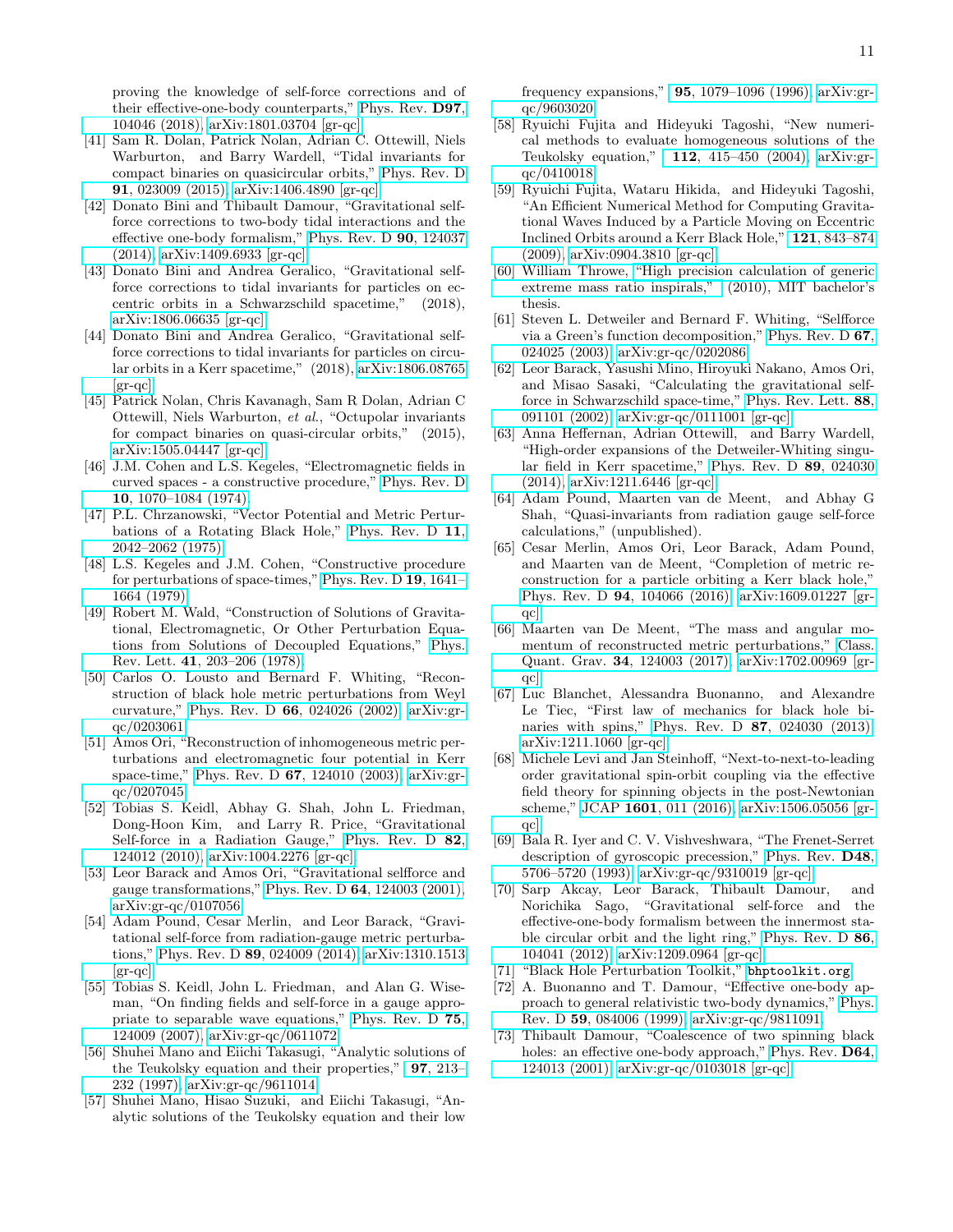proving the knowledge of self-force corrections and of their effective-one-body counterparts," Phys. Rev. **D97**, 104046 (2018), arXiv:1801.03704 [gr-qc].

[41] Sam R. Dolan, Patrick Nolan, Adrian C. Ottewill, Niels Warburton, and Barry Wardell, "Tidal invariants for compact binaries on quasicircular orbits," Phys. Rev. D **91**, 023009 (2015), arXiv:1406.4890 [gr-qc].

[42] Donato Bini and Thibault Damour, "Gravitational self-force corrections to two-body tidal interactions and the effective one-body formalism," Phys. Rev. D **90**, 124037 (2014), arXiv:1409.6933 [gr-qc].

[43] Donato Bini and Andrea Geralico, "Gravitational self-force corrections to tidal invariants for particles on eccentric orbits in a Schwarzschild spacetime," (2018), arXiv:1806.06635 [gr-qc].

[44] Donato Bini and Andrea Geralico, "Gravitational self-force corrections to tidal invariants for particles on circular orbits in a Kerr spacetime," (2018), arXiv:1806.08765 [gr-qc].

[45] Patrick Nolan, Chris Kavanagh, Sam R Dolan, Adrian C Ottewill, Niels Warburton, *et al.*, "Octupolar invariants for compact binaries on quasi-circular orbits," (2015), arXiv:1505.04447 [gr-qc].

[46] J.M. Cohen and L.S. Kegeles, "Electromagnetic fields in curved spaces - a constructive procedure," Phys. Rev. D **10**, 1070–1084 (1974).

[47] P.L. Chrzanowski, "Vector Potential and Metric Perturbations of a Rotating Black Hole," Phys. Rev. D **11**, 2042–2062 (1975).

[48] L.S. Kegeles and J.M. Cohen, "Constructive procedure for perturbations of space-times," Phys. Rev. D **19**, 1641–1664 (1979).

[49] Robert M. Wald, "Construction of Solutions of Gravitational, Electromagnetic, Or Other Perturbation Equations from Solutions of Decoupled Equations," Phys. Rev. Lett. **41**, 203–206 (1978).

[50] Carlos O. Lousto and Bernard F. Whiting, "Reconstruction of black hole metric perturbations from Weyl curvature," Phys. Rev. D **66**, 024026 (2002), arXiv:gr-qc/0203061.

[51] Amos Ori, "Reconstruction of inhomogeneous metric perturbations and electromagnetic four potential in Kerr space-time," Phys. Rev. D **67**, 124010 (2003), arXiv:gr-qc/0207045.

[52] Tobias S. Keidl, Abhay G. Shah, John L. Friedman, Dong-Hoon Kim, and Larry R. Price, "Gravitational Self-force in a Radiation Gauge," Phys. Rev. D **82**, 124012 (2010), arXiv:1004.2276 [gr-qc].

[53] Leor Barack and Amos Ori, "Gravitational selfforce and gauge transformations," Phys. Rev. D **64**, 124003 (2001), arXiv:gr-qc/0107056.

[54] Adam Pound, Cesar Merlin, and Leor Barack, "Gravitational self-force from radiation-gauge metric perturbations," Phys. Rev. D **89**, 024009 (2014), arXiv:1310.1513 [gr-qc].

[55] Tobias S. Keidl, John L. Friedman, and Alan G. Wiseman, "On finding fields and self-force in a gauge appropriate to separable wave equations," Phys. Rev. D **75**, 124009 (2007), arXiv:gr-qc/0611072.

[56] Shuhei Mano and Eiichi Takasugi, "Analytic solutions of the Teukolsky equation and their properties," **97**, 213–232 (1997), arXiv:gr-qc/9611014.

[57] Shuhei Mano, Hisao Suzuki, and Eiichi Takasugi, "Analytic solutions of the Teukolsky equation and their low frequency expansions," **95**, 1079–1096 (1996), arXiv:gr-qc/9603020.

[58] Ryuichi Fujita and Hideyuki Tagoshi, "New numerical methods to evaluate homogeneous solutions of the Teukolsky equation," **112**, 415–450 (2004), arXiv:gr-qc/0410018.

[59] Ryuichi Fujita, Wataru Hikida, and Hideyuki Tagoshi, "An Efficient Numerical Method for Computing Gravitational Waves Induced by a Particle Moving on Eccentric Inclined Orbits around a Kerr Black Hole," **121**, 843–874 (2009), arXiv:0904.3810 [gr-qc].

[60] William Throwe, "High precision calculation of generic extreme mass ratio inspirals," (2010), MIT bachelor's thesis.

[61] Steven L. Detweiler and Bernard F. Whiting, "Selfforce via a Green's function decomposition," Phys. Rev. D **67**, 024025 (2003), arXiv:gr-qc/0202086.

[62] Leor Barack, Yasushi Mino, Hiroyuki Nakano, Amos Ori, and Misao Sasaki, "Calculating the gravitational selfforce in Schwarzschild space-time," Phys. Rev. Lett. **88**, 091101 (2002), arXiv:gr-qc/0111001 [gr-qc].

[63] Anna Heffernan, Adrian Ottewill, and Barry Wardell, "High-order expansions of the Detweiler-Whiting singular field in Kerr spacetime," Phys. Rev. D **89**, 024030 (2014), arXiv:1211.6446 [gr-qc].

[64] Adam Pound, Maarten van de Meent, and Abhay G Shah, "Quasi-invariants from radiation gauge self-force calculations," (unpublished).

[65] Cesar Merlin, Amos Ori, Leor Barack, Adam Pound, and Maarten van de Meent, "Completion of metric reconstruction for a particle orbiting a Kerr black hole," Phys. Rev. D **94**, 104066 (2016), arXiv:1609.01227 [gr-qc].

[66] Maarten van De Meent, "The mass and angular momentum of reconstructed metric perturbations," Class. Quant. Grav. **34**, 124003 (2017), arXiv:1702.00969 [gr-qc].

[67] Luc Blanchet, Alessandra Buonanno, and Alexandre Le Tiec, "First law of mechanics for black hole binaries with spins," Phys. Rev. D **87**, 024030 (2013), arXiv:1211.1060 [gr-qc].

[68] Michele Levi and Jan Steinhoff, "Next-to-next-to-leading order gravitational spin-orbit coupling via the effective field theory for spinning objects in the post-Newtonian scheme," JCAP **1601**, 011 (2016), arXiv:1506.05056 [gr-qc].

[69] Bala R. Iyer and C. V. Vishveshwara, "The Frenet-Serret description of gyroscopic precession," Phys. Rev. **D48**, 5706–5720 (1993), arXiv:gr-qc/9310019 [gr-qc].

[70] Sarp Akcay, Leor Barack, Thibault Damour, and Norichika Sago, "Gravitational self-force and the effective-one-body formalism between the innermost stable circular orbit and the light ring," Phys. Rev. D **86**, 104041 (2012), arXiv:1209.0964 [gr-qc].

[71] "Black Hole Perturbation Toolkit," `bhptoolkit.org`.

[72] A. Buonanno and T. Damour, "Effective one-body approach to general relativistic two-body dynamics," Phys. Rev. D **59**, 084006 (1999), arXiv:gr-qc/9811091.

[73] Thibault Damour, "Coalescence of two spinning black holes: an effective one-body approach," Phys. Rev. **D64**, 124013 (2001), arXiv:gr-qc/0103018 [gr-qc].